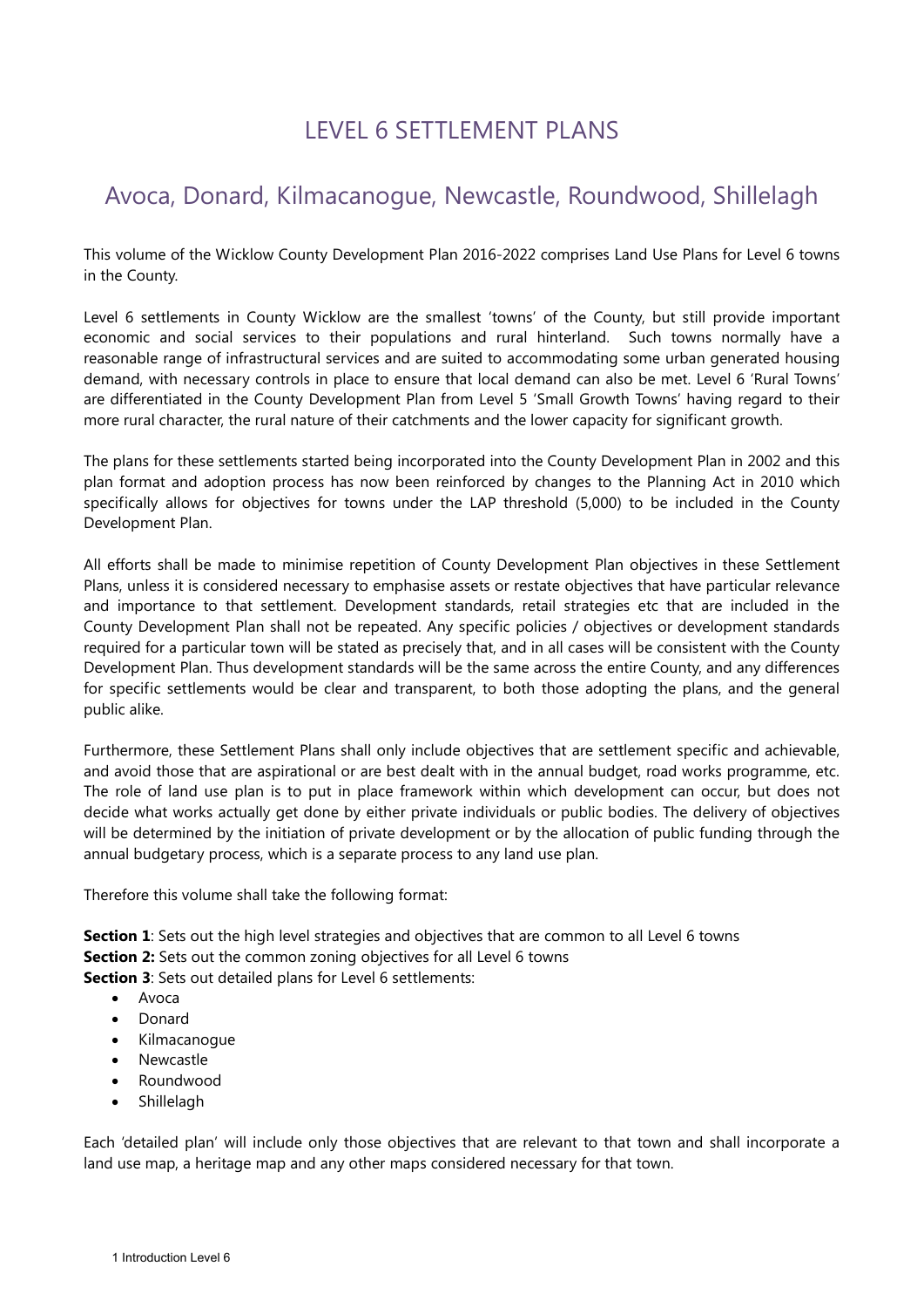# LEVEL 6 SETTLEMENT PLANS

## Avoca, Donard, Kilmacanogue, Newcastle, Roundwood, Shillelagh

This volume of the Wicklow County Development Plan 2016-2022 comprises Land Use Plans for Level 6 towns in the County.

Level 6 settlements in County Wicklow are the smallest 'towns' of the County, but still provide important economic and social services to their populations and rural hinterland. Such towns normally have a reasonable range of infrastructural services and are suited to accommodating some urban generated housing demand, with necessary controls in place to ensure that local demand can also be met. Level 6 'Rural Towns' are differentiated in the County Development Plan from Level 5 'Small Growth Towns' having regard to their more rural character, the rural nature of their catchments and the lower capacity for significant growth.

The plans for these settlements started being incorporated into the County Development Plan in 2002 and this plan format and adoption process has now been reinforced by changes to the Planning Act in 2010 which specifically allows for objectives for towns under the LAP threshold (5,000) to be included in the County Development Plan.

All efforts shall be made to minimise repetition of County Development Plan objectives in these Settlement Plans, unless it is considered necessary to emphasise assets or restate objectives that have particular relevance and importance to that settlement. Development standards, retail strategies etc that are included in the County Development Plan shall not be repeated. Any specific policies / objectives or development standards required for a particular town will be stated as precisely that, and in all cases will be consistent with the County Development Plan. Thus development standards will be the same across the entire County, and any differences for specific settlements would be clear and transparent, to both those adopting the plans, and the general public alike.

Furthermore, these Settlement Plans shall only include objectives that are settlement specific and achievable, and avoid those that are aspirational or are best dealt with in the annual budget, road works programme, etc. The role of land use plan is to put in place framework within which development can occur, but does not decide what works actually get done by either private individuals or public bodies. The delivery of objectives will be determined by the initiation of private development or by the allocation of public funding through the annual budgetary process, which is a separate process to any land use plan.

Therefore this volume shall take the following format:

**Section 1**: Sets out the high level strategies and objectives that are common to all Level 6 towns
**Section 2:** Sets out the common zoning objectives for all Level 6 towns
**Section 3**: Sets out detailed plans for Level 6 settlements:

- Avoca
- Donard
- Kilmacanogue
- Newcastle
- Roundwood
- Shillelagh

Each 'detailed plan' will include only those objectives that are relevant to that town and shall incorporate a land use map, a heritage map and any other maps considered necessary for that town.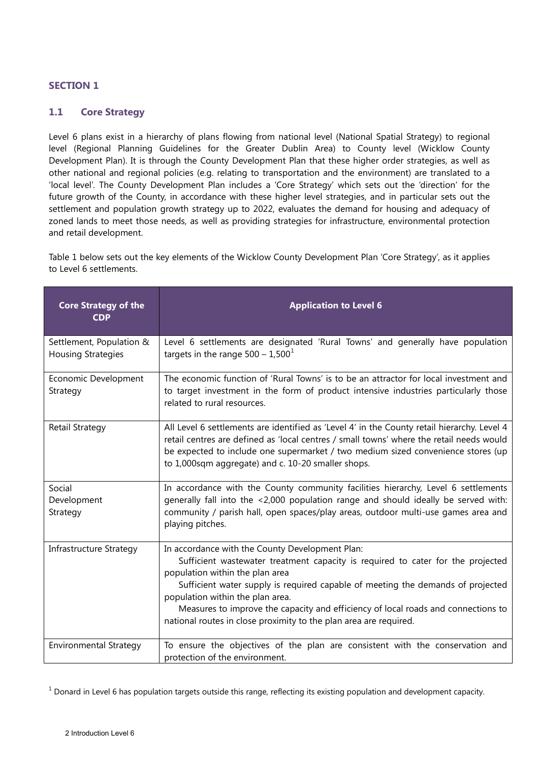## SECTION 1

### 1.1 Core Strategy

Level 6 plans exist in a hierarchy of plans flowing from national level (National Spatial Strategy) to regional level (Regional Planning Guidelines for the Greater Dublin Area) to County level (Wicklow County Development Plan). It is through the County Development Plan that these higher order strategies, as well as other national and regional policies (e.g. relating to transportation and the environment) are translated to a 'local level'. The County Development Plan includes a 'Core Strategy' which sets out the 'direction' for the future growth of the County, in accordance with these higher level strategies, and in particular sets out the settlement and population growth strategy up to 2022, evaluates the demand for housing and adequacy of zoned lands to meet those needs, as well as providing strategies for infrastructure, environmental protection and retail development.

Table 1 below sets out the key elements of the Wicklow County Development Plan 'Core Strategy', as it applies to Level 6 settlements.

| Core Strategy of the CDP | Application to Level 6 |
|---|---|
| Settlement, Population & Housing Strategies | Level 6 settlements are designated 'Rural Towns' and generally have population targets in the range 500 – 1,500[1] |
| Economic Development Strategy | The economic function of 'Rural Towns' is to be an attractor for local investment and to target investment in the form of product intensive industries particularly those related to rural resources. |
| Retail Strategy | All Level 6 settlements are identified as 'Level 4' in the County retail hierarchy. Level 4 retail centres are defined as 'local centres / small towns' where the retail needs would be expected to include one supermarket / two medium sized convenience stores (up to 1,000sqm aggregate) and c. 10-20 smaller shops. |
| Social Development Strategy | In accordance with the County community facilities hierarchy, Level 6 settlements generally fall into the <2,000 population range and should ideally be served with: community / parish hall, open spaces/play areas, outdoor multi-use games area and playing pitches. |
| Infrastructure Strategy | In accordance with the County Development Plan:<br>Sufficient wastewater treatment capacity is required to cater for the projected population within the plan area<br>Sufficient water supply is required capable of meeting the demands of projected population within the plan area.<br>Measures to improve the capacity and efficiency of local roads and connections to national routes in close proximity to the plan area are required. |
| Environmental Strategy | To ensure the objectives of the plan are consistent with the conservation and protection of the environment. |

[1] Donard in Level 6 has population targets outside this range, reflecting its existing population and development capacity.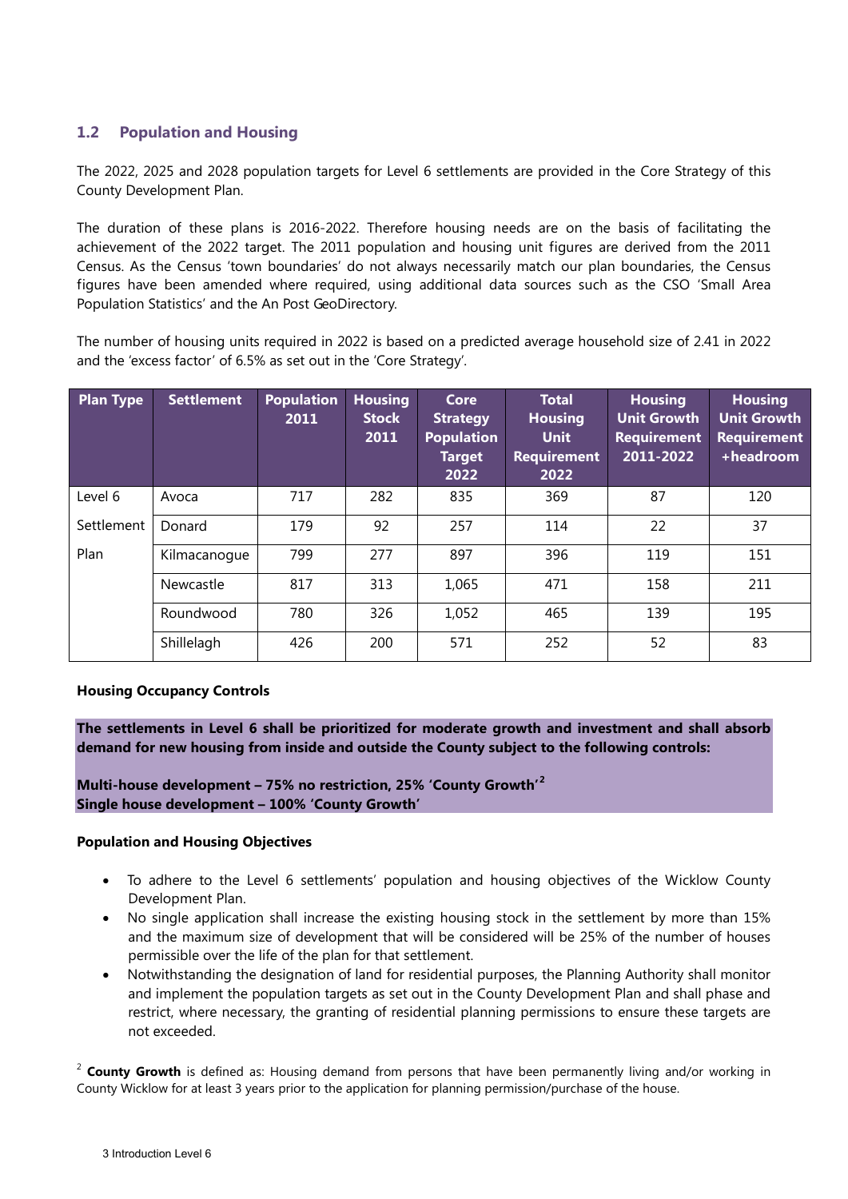## 1.2 Population and Housing

The 2022, 2025 and 2028 population targets for Level 6 settlements are provided in the Core Strategy of this County Development Plan.

The duration of these plans is 2016-2022. Therefore housing needs are on the basis of facilitating the achievement of the 2022 target. The 2011 population and housing unit figures are derived from the 2011 Census. As the Census 'town boundaries' do not always necessarily match our plan boundaries, the Census figures have been amended where required, using additional data sources such as the CSO 'Small Area Population Statistics' and the An Post GeoDirectory.

The number of housing units required in 2022 is based on a predicted average household size of 2.41 in 2022 and the 'excess factor' of 6.5% as set out in the 'Core Strategy'.

| Plan Type | Settlement | Population 2011 | Housing Stock 2011 | Core Strategy Population Target 2022 | Total Housing Unit Requirement 2022 | Housing Unit Growth Requirement 2011-2022 | Housing Unit Growth Requirement +headroom |
|---|---|---|---|---|---|---|---|
| Level 6 Settlement Plan | Avoca | 717 | 282 | 835 | 369 | 87 | 120 |
| | Donard | 179 | 92 | 257 | 114 | 22 | 37 |
| | Kilmacanogue | 799 | 277 | 897 | 396 | 119 | 151 |
| | Newcastle | 817 | 313 | 1,065 | 471 | 158 | 211 |
| | Roundwood | 780 | 326 | 1,052 | 465 | 139 | 195 |
| | Shillelagh | 426 | 200 | 571 | 252 | 52 | 83 |

**Housing Occupancy Controls**

**The settlements in Level 6 shall be prioritized for moderate growth and investment and shall absorb demand for new housing from inside and outside the County subject to the following controls:**

**Multi-house development – 75% no restriction, 25% 'County Growth'[2]**
**Single house development – 100% 'County Growth'**

**Population and Housing Objectives**

- To adhere to the Level 6 settlements' population and housing objectives of the Wicklow County Development Plan.
- No single application shall increase the existing housing stock in the settlement by more than 15% and the maximum size of development that will be considered will be 25% of the number of houses permissible over the life of the plan for that settlement.
- Notwithstanding the designation of land for residential purposes, the Planning Authority shall monitor and implement the population targets as set out in the County Development Plan and shall phase and restrict, where necessary, the granting of residential planning permissions to ensure these targets are not exceeded.

[2] **County Growth** is defined as: Housing demand from persons that have been permanently living and/or working in County Wicklow for at least 3 years prior to the application for planning permission/purchase of the house.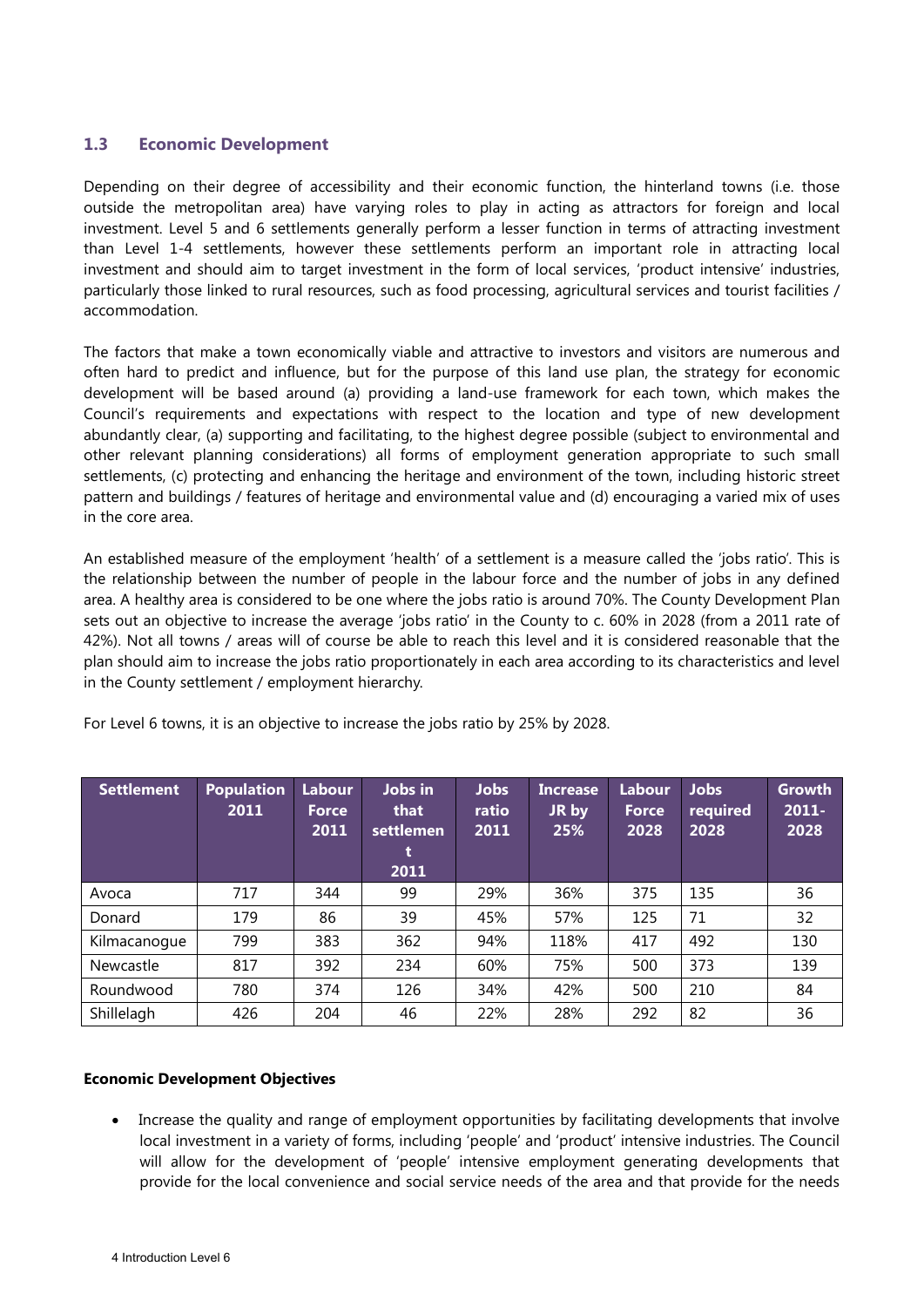### 1.3 Economic Development

Depending on their degree of accessibility and their economic function, the hinterland towns (i.e. those outside the metropolitan area) have varying roles to play in acting as attractors for foreign and local investment. Level 5 and 6 settlements generally perform a lesser function in terms of attracting investment than Level 1-4 settlements, however these settlements perform an important role in attracting local investment and should aim to target investment in the form of local services, 'product intensive' industries, particularly those linked to rural resources, such as food processing, agricultural services and tourist facilities / accommodation.

The factors that make a town economically viable and attractive to investors and visitors are numerous and often hard to predict and influence, but for the purpose of this land use plan, the strategy for economic development will be based around (a) providing a land-use framework for each town, which makes the Council's requirements and expectations with respect to the location and type of new development abundantly clear, (a) supporting and facilitating, to the highest degree possible (subject to environmental and other relevant planning considerations) all forms of employment generation appropriate to such small settlements, (c) protecting and enhancing the heritage and environment of the town, including historic street pattern and buildings / features of heritage and environmental value and (d) encouraging a varied mix of uses in the core area.

An established measure of the employment 'health' of a settlement is a measure called the 'jobs ratio'. This is the relationship between the number of people in the labour force and the number of jobs in any defined area. A healthy area is considered to be one where the jobs ratio is around 70%. The County Development Plan sets out an objective to increase the average 'jobs ratio' in the County to c. 60% in 2028 (from a 2011 rate of 42%). Not all towns / areas will of course be able to reach this level and it is considered reasonable that the plan should aim to increase the jobs ratio proportionately in each area according to its characteristics and level in the County settlement / employment hierarchy.

For Level 6 towns, it is an objective to increase the jobs ratio by 25% by 2028.

| Settlement | Population 2011 | Labour Force 2011 | Jobs in that settlement 2011 | Jobs ratio 2011 | Increase JR by 25% | Labour Force 2028 | Jobs required 2028 | Growth 2011-2028 |
|---|---|---|---|---|---|---|---|---|
| Avoca | 717 | 344 | 99 | 29% | 36% | 375 | 135 | 36 |
| Donard | 179 | 86 | 39 | 45% | 57% | 125 | 71 | 32 |
| Kilmacanogue | 799 | 383 | 362 | 94% | 118% | 417 | 492 | 130 |
| Newcastle | 817 | 392 | 234 | 60% | 75% | 500 | 373 | 139 |
| Roundwood | 780 | 374 | 126 | 34% | 42% | 500 | 210 | 84 |
| Shillelagh | 426 | 204 | 46 | 22% | 28% | 292 | 82 | 36 |

**Economic Development Objectives**

- Increase the quality and range of employment opportunities by facilitating developments that involve local investment in a variety of forms, including 'people' and 'product' intensive industries. The Council will allow for the development of 'people' intensive employment generating developments that provide for the local convenience and social service needs of the area and that provide for the needs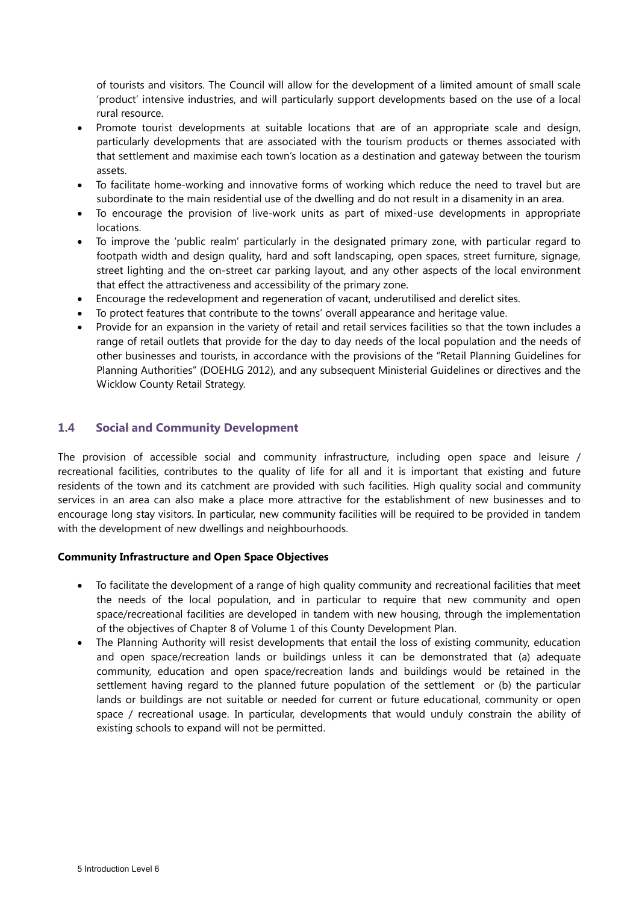of tourists and visitors. The Council will allow for the development of a limited amount of small scale 'product' intensive industries, and will particularly support developments based on the use of a local rural resource.

- Promote tourist developments at suitable locations that are of an appropriate scale and design, particularly developments that are associated with the tourism products or themes associated with that settlement and maximise each town's location as a destination and gateway between the tourism assets.
- To facilitate home-working and innovative forms of working which reduce the need to travel but are subordinate to the main residential use of the dwelling and do not result in a disamenity in an area.
- To encourage the provision of live-work units as part of mixed-use developments in appropriate locations.
- To improve the 'public realm' particularly in the designated primary zone, with particular regard to footpath width and design quality, hard and soft landscaping, open spaces, street furniture, signage, street lighting and the on-street car parking layout, and any other aspects of the local environment that effect the attractiveness and accessibility of the primary zone.
- Encourage the redevelopment and regeneration of vacant, underutilised and derelict sites.
- To protect features that contribute to the towns' overall appearance and heritage value.
- Provide for an expansion in the variety of retail and retail services facilities so that the town includes a range of retail outlets that provide for the day to day needs of the local population and the needs of other businesses and tourists, in accordance with the provisions of the "Retail Planning Guidelines for Planning Authorities" (DOEHLG 2012), and any subsequent Ministerial Guidelines or directives and the Wicklow County Retail Strategy.

## 1.4 Social and Community Development

The provision of accessible social and community infrastructure, including open space and leisure / recreational facilities, contributes to the quality of life for all and it is important that existing and future residents of the town and its catchment are provided with such facilities. High quality social and community services in an area can also make a place more attractive for the establishment of new businesses and to encourage long stay visitors. In particular, new community facilities will be required to be provided in tandem with the development of new dwellings and neighbourhoods.

**Community Infrastructure and Open Space Objectives**

- To facilitate the development of a range of high quality community and recreational facilities that meet the needs of the local population, and in particular to require that new community and open space/recreational facilities are developed in tandem with new housing, through the implementation of the objectives of Chapter 8 of Volume 1 of this County Development Plan.
- The Planning Authority will resist developments that entail the loss of existing community, education and open space/recreation lands or buildings unless it can be demonstrated that (a) adequate community, education and open space/recreation lands and buildings would be retained in the settlement having regard to the planned future population of the settlement or (b) the particular lands or buildings are not suitable or needed for current or future educational, community or open space / recreational usage. In particular, developments that would unduly constrain the ability of existing schools to expand will not be permitted.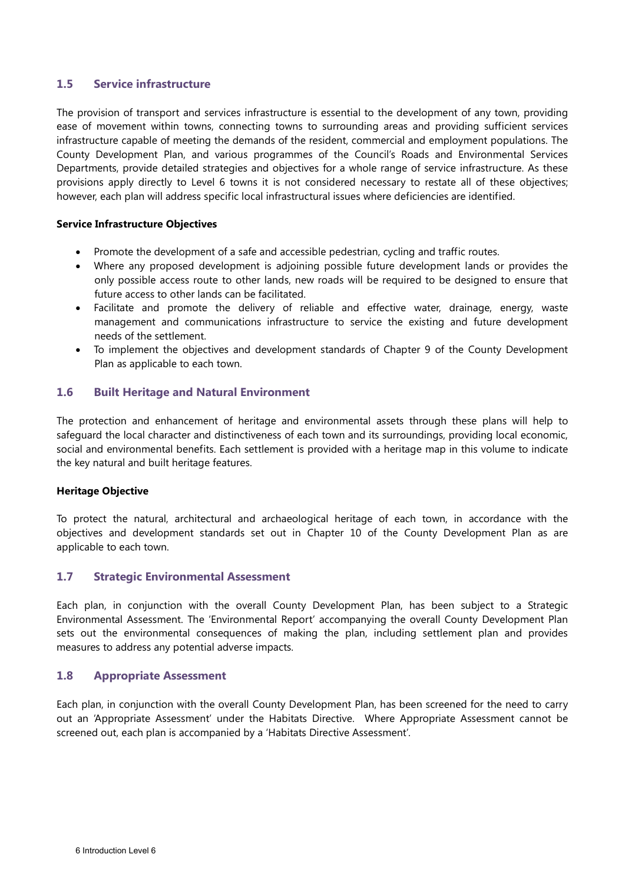## 1.5 Service infrastructure

The provision of transport and services infrastructure is essential to the development of any town, providing ease of movement within towns, connecting towns to surrounding areas and providing sufficient services infrastructure capable of meeting the demands of the resident, commercial and employment populations. The County Development Plan, and various programmes of the Council's Roads and Environmental Services Departments, provide detailed strategies and objectives for a whole range of service infrastructure. As these provisions apply directly to Level 6 towns it is not considered necessary to restate all of these objectives; however, each plan will address specific local infrastructural issues where deficiencies are identified.

**Service Infrastructure Objectives**

- Promote the development of a safe and accessible pedestrian, cycling and traffic routes.
- Where any proposed development is adjoining possible future development lands or provides the only possible access route to other lands, new roads will be required to be designed to ensure that future access to other lands can be facilitated.
- Facilitate and promote the delivery of reliable and effective water, drainage, energy, waste management and communications infrastructure to service the existing and future development needs of the settlement.
- To implement the objectives and development standards of Chapter 9 of the County Development Plan as applicable to each town.

## 1.6 Built Heritage and Natural Environment

The protection and enhancement of heritage and environmental assets through these plans will help to safeguard the local character and distinctiveness of each town and its surroundings, providing local economic, social and environmental benefits. Each settlement is provided with a heritage map in this volume to indicate the key natural and built heritage features.

**Heritage Objective**

To protect the natural, architectural and archaeological heritage of each town, in accordance with the objectives and development standards set out in Chapter 10 of the County Development Plan as are applicable to each town.

## 1.7 Strategic Environmental Assessment

Each plan, in conjunction with the overall County Development Plan, has been subject to a Strategic Environmental Assessment. The 'Environmental Report' accompanying the overall County Development Plan sets out the environmental consequences of making the plan, including settlement plan and provides measures to address any potential adverse impacts.

## 1.8 Appropriate Assessment

Each plan, in conjunction with the overall County Development Plan, has been screened for the need to carry out an 'Appropriate Assessment' under the Habitats Directive. Where Appropriate Assessment cannot be screened out, each plan is accompanied by a 'Habitats Directive Assessment'.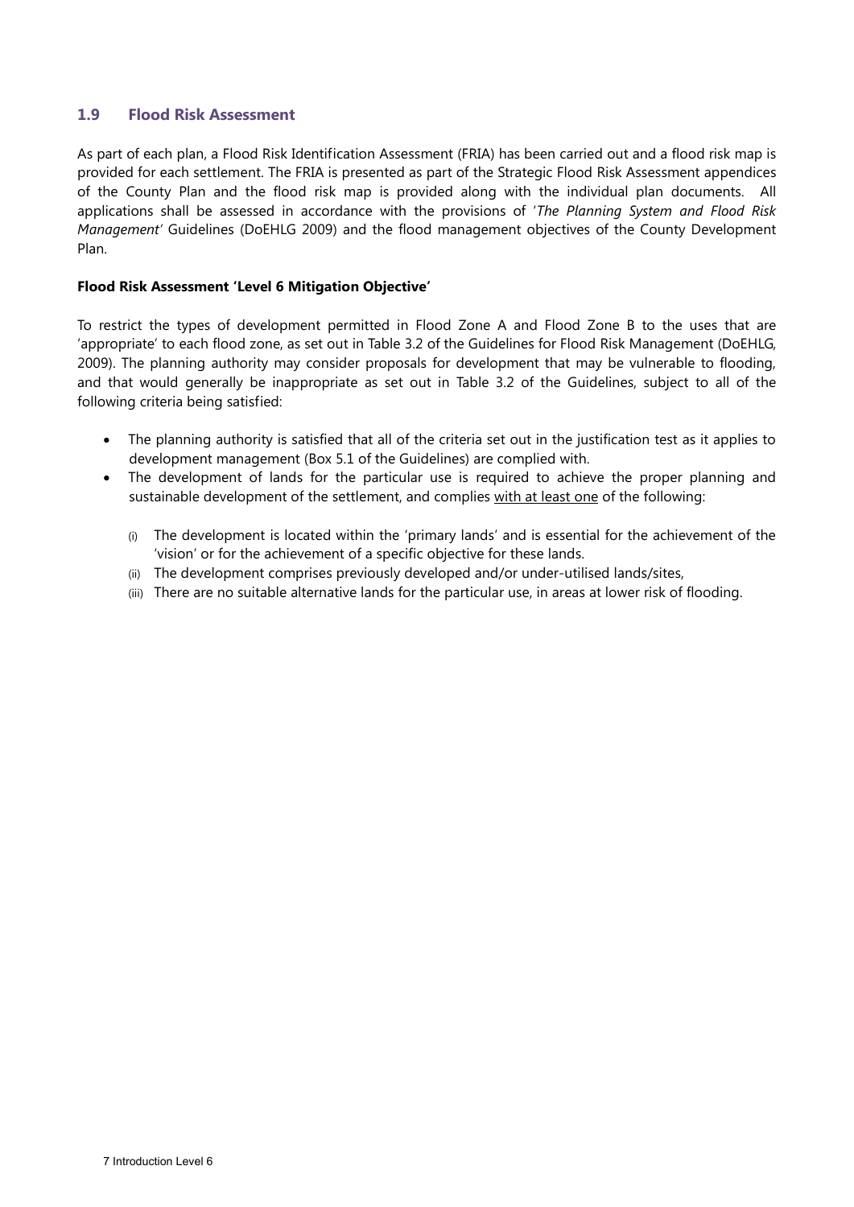## 1.9 Flood Risk Assessment

As part of each plan, a Flood Risk Identification Assessment (FRIA) has been carried out and a flood risk map is provided for each settlement. The FRIA is presented as part of the Strategic Flood Risk Assessment appendices of the County Plan and the flood risk map is provided along with the individual plan documents. All applications shall be assessed in accordance with the provisions of '*The Planning System and Flood Risk Management*' Guidelines (DoEHLG 2009) and the flood management objectives of the County Development Plan.

**Flood Risk Assessment 'Level 6 Mitigation Objective'**

To restrict the types of development permitted in Flood Zone A and Flood Zone B to the uses that are 'appropriate' to each flood zone, as set out in Table 3.2 of the Guidelines for Flood Risk Management (DoEHLG, 2009). The planning authority may consider proposals for development that may be vulnerable to flooding, and that would generally be inappropriate as set out in Table 3.2 of the Guidelines, subject to all of the following criteria being satisfied:

- The planning authority is satisfied that all of the criteria set out in the justification test as it applies to development management (Box 5.1 of the Guidelines) are complied with.
- The development of lands for the particular use is required to achieve the proper planning and sustainable development of the settlement, and complies <u>with at least one</u> of the following:

  (i) The development is located within the 'primary lands' and is essential for the achievement of the 'vision' or for the achievement of a specific objective for these lands.
  
  (ii) The development comprises previously developed and/or under-utilised lands/sites,
  
  (iii) There are no suitable alternative lands for the particular use, in areas at lower risk of flooding.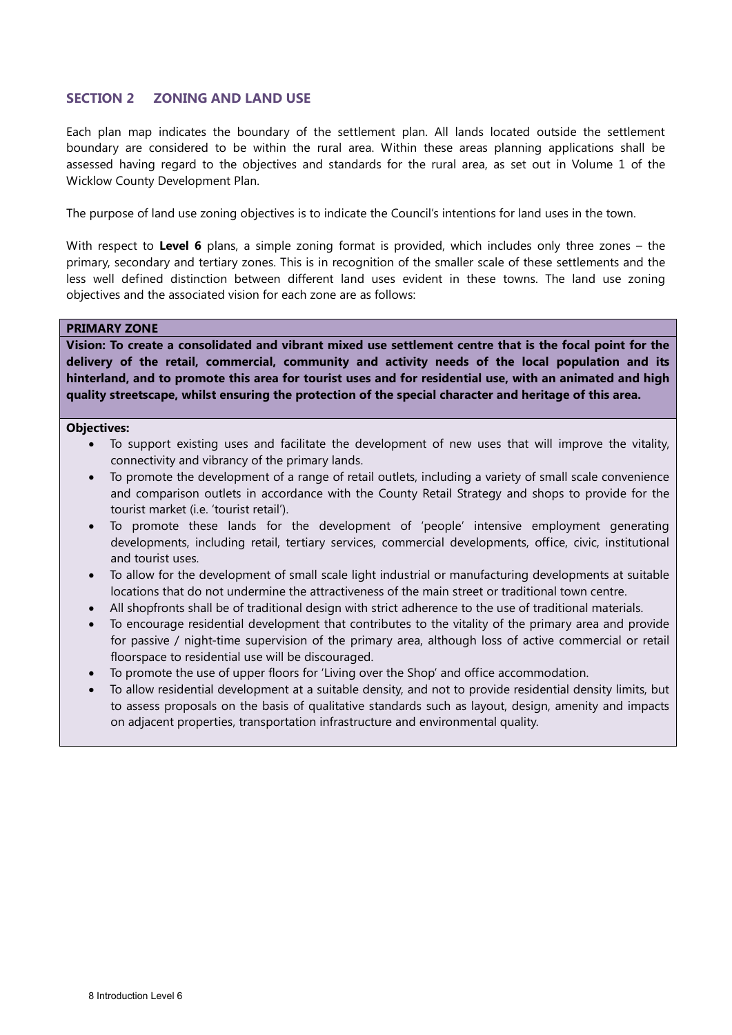## SECTION 2 ZONING AND LAND USE

Each plan map indicates the boundary of the settlement plan. All lands located outside the settlement boundary are considered to be within the rural area. Within these areas planning applications shall be assessed having regard to the objectives and standards for the rural area, as set out in Volume 1 of the Wicklow County Development Plan.

The purpose of land use zoning objectives is to indicate the Council's intentions for land uses in the town.

With respect to **Level 6** plans, a simple zoning format is provided, which includes only three zones – the primary, secondary and tertiary zones. This is in recognition of the smaller scale of these settlements and the less well defined distinction between different land uses evident in these towns. The land use zoning objectives and the associated vision for each zone are as follows:

**PRIMARY ZONE**

**Vision: To create a consolidated and vibrant mixed use settlement centre that is the focal point for the delivery of the retail, commercial, community and activity needs of the local population and its hinterland, and to promote this area for tourist uses and for residential use, with an animated and high quality streetscape, whilst ensuring the protection of the special character and heritage of this area.**

**Objectives:**

- To support existing uses and facilitate the development of new uses that will improve the vitality, connectivity and vibrancy of the primary lands.
- To promote the development of a range of retail outlets, including a variety of small scale convenience and comparison outlets in accordance with the County Retail Strategy and shops to provide for the tourist market (i.e. 'tourist retail').
- To promote these lands for the development of 'people' intensive employment generating developments, including retail, tertiary services, commercial developments, office, civic, institutional and tourist uses.
- To allow for the development of small scale light industrial or manufacturing developments at suitable locations that do not undermine the attractiveness of the main street or traditional town centre.
- All shopfronts shall be of traditional design with strict adherence to the use of traditional materials.
- To encourage residential development that contributes to the vitality of the primary area and provide for passive / night-time supervision of the primary area, although loss of active commercial or retail floorspace to residential use will be discouraged.
- To promote the use of upper floors for 'Living over the Shop' and office accommodation.
- To allow residential development at a suitable density, and not to provide residential density limits, but to assess proposals on the basis of qualitative standards such as layout, design, amenity and impacts on adjacent properties, transportation infrastructure and environmental quality.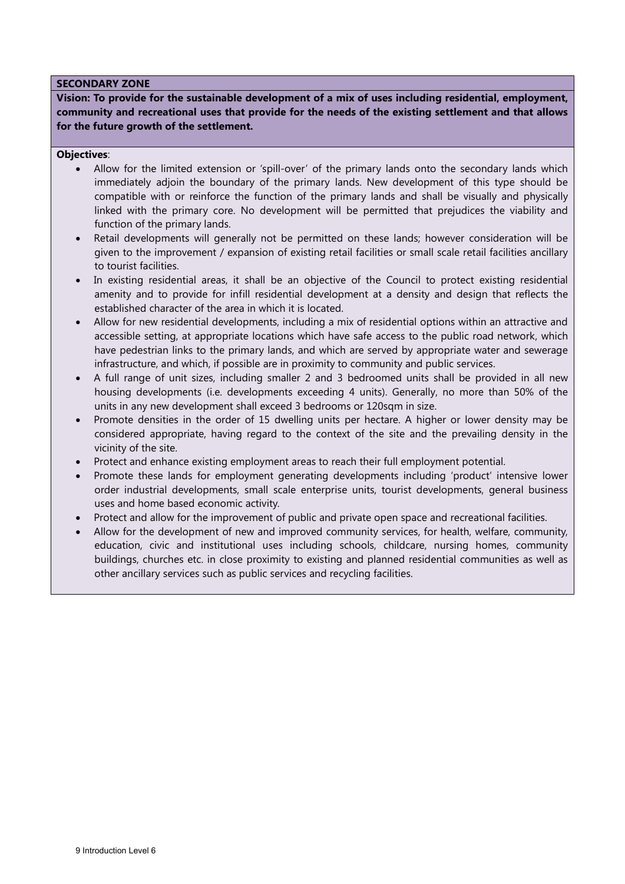## SECONDARY ZONE

**Vision: To provide for the sustainable development of a mix of uses including residential, employment, community and recreational uses that provide for the needs of the existing settlement and that allows for the future growth of the settlement.**

**Objectives**:

- Allow for the limited extension or 'spill-over' of the primary lands onto the secondary lands which immediately adjoin the boundary of the primary lands. New development of this type should be compatible with or reinforce the function of the primary lands and shall be visually and physically linked with the primary core. No development will be permitted that prejudices the viability and function of the primary lands.
- Retail developments will generally not be permitted on these lands; however consideration will be given to the improvement / expansion of existing retail facilities or small scale retail facilities ancillary to tourist facilities.
- In existing residential areas, it shall be an objective of the Council to protect existing residential amenity and to provide for infill residential development at a density and design that reflects the established character of the area in which it is located.
- Allow for new residential developments, including a mix of residential options within an attractive and accessible setting, at appropriate locations which have safe access to the public road network, which have pedestrian links to the primary lands, and which are served by appropriate water and sewerage infrastructure, and which, if possible are in proximity to community and public services.
- A full range of unit sizes, including smaller 2 and 3 bedroomed units shall be provided in all new housing developments (i.e. developments exceeding 4 units). Generally, no more than 50% of the units in any new development shall exceed 3 bedrooms or 120sqm in size.
- Promote densities in the order of 15 dwelling units per hectare. A higher or lower density may be considered appropriate, having regard to the context of the site and the prevailing density in the vicinity of the site.
- Protect and enhance existing employment areas to reach their full employment potential.
- Promote these lands for employment generating developments including 'product' intensive lower order industrial developments, small scale enterprise units, tourist developments, general business uses and home based economic activity.
- Protect and allow for the improvement of public and private open space and recreational facilities.
- Allow for the development of new and improved community services, for health, welfare, community, education, civic and institutional uses including schools, childcare, nursing homes, community buildings, churches etc. in close proximity to existing and planned residential communities as well as other ancillary services such as public services and recycling facilities.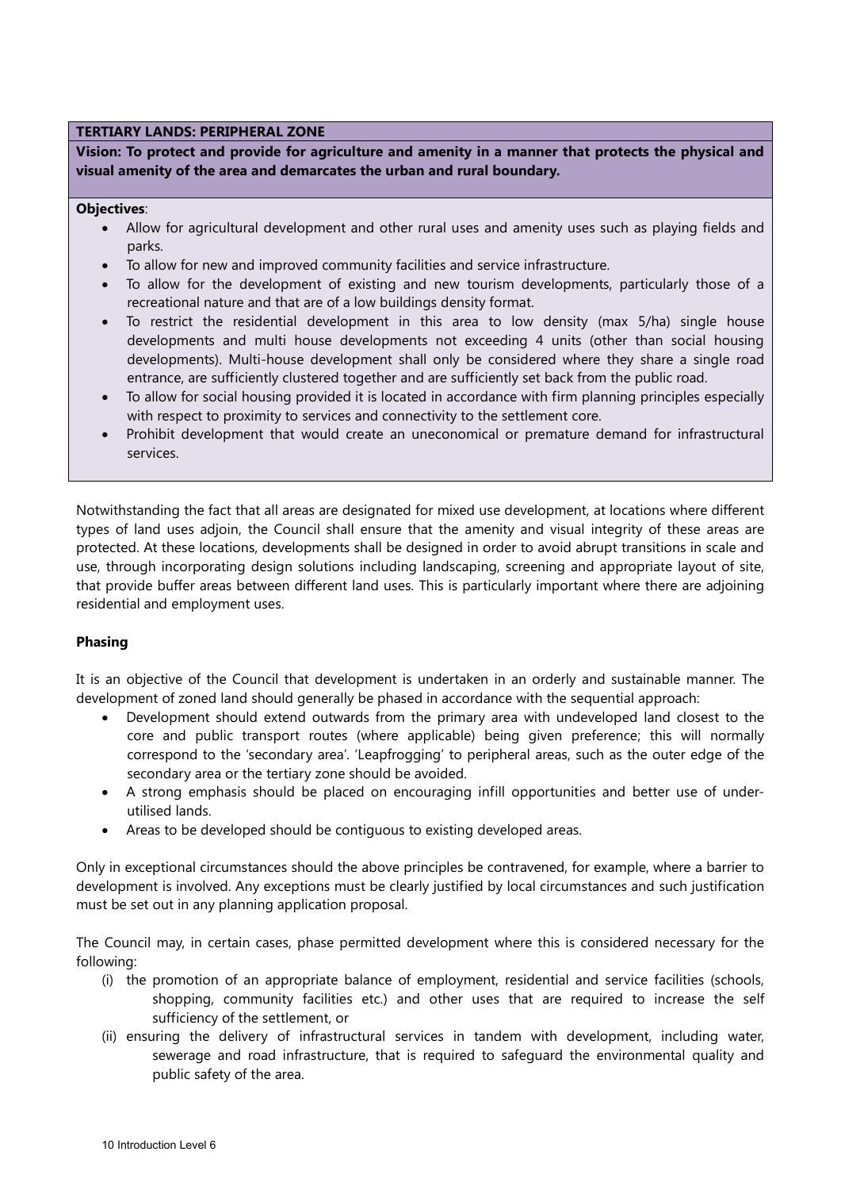**TERTIARY LANDS: PERIPHERAL ZONE**

**Vision: To protect and provide for agriculture and amenity in a manner that protects the physical and visual amenity of the area and demarcates the urban and rural boundary.**

**Objectives**:

- Allow for agricultural development and other rural uses and amenity uses such as playing fields and parks.
- To allow for new and improved community facilities and service infrastructure.
- To allow for the development of existing and new tourism developments, particularly those of a recreational nature and that are of a low buildings density format.
- To restrict the residential development in this area to low density (max 5/ha) single house developments and multi house developments not exceeding 4 units (other than social housing developments). Multi-house development shall only be considered where they share a single road entrance, are sufficiently clustered together and are sufficiently set back from the public road.
- To allow for social housing provided it is located in accordance with firm planning principles especially with respect to proximity to services and connectivity to the settlement core.
- Prohibit development that would create an uneconomical or premature demand for infrastructural services.

Notwithstanding the fact that all areas are designated for mixed use development, at locations where different types of land uses adjoin, the Council shall ensure that the amenity and visual integrity of these areas are protected. At these locations, developments shall be designed in order to avoid abrupt transitions in scale and use, through incorporating design solutions including landscaping, screening and appropriate layout of site, that provide buffer areas between different land uses. This is particularly important where there are adjoining residential and employment uses.

**Phasing**

It is an objective of the Council that development is undertaken in an orderly and sustainable manner. The development of zoned land should generally be phased in accordance with the sequential approach:

- Development should extend outwards from the primary area with undeveloped land closest to the core and public transport routes (where applicable) being given preference; this will normally correspond to the 'secondary area'. 'Leapfrogging' to peripheral areas, such as the outer edge of the secondary area or the tertiary zone should be avoided.
- A strong emphasis should be placed on encouraging infill opportunities and better use of under-utilised lands.
- Areas to be developed should be contiguous to existing developed areas.

Only in exceptional circumstances should the above principles be contravened, for example, where a barrier to development is involved. Any exceptions must be clearly justified by local circumstances and such justification must be set out in any planning application proposal.

The Council may, in certain cases, phase permitted development where this is considered necessary for the following:

(i) the promotion of an appropriate balance of employment, residential and service facilities (schools, shopping, community facilities etc.) and other uses that are required to increase the self sufficiency of the settlement, or

(ii) ensuring the delivery of infrastructural services in tandem with development, including water, sewerage and road infrastructure, that is required to safeguard the environmental quality and public safety of the area.